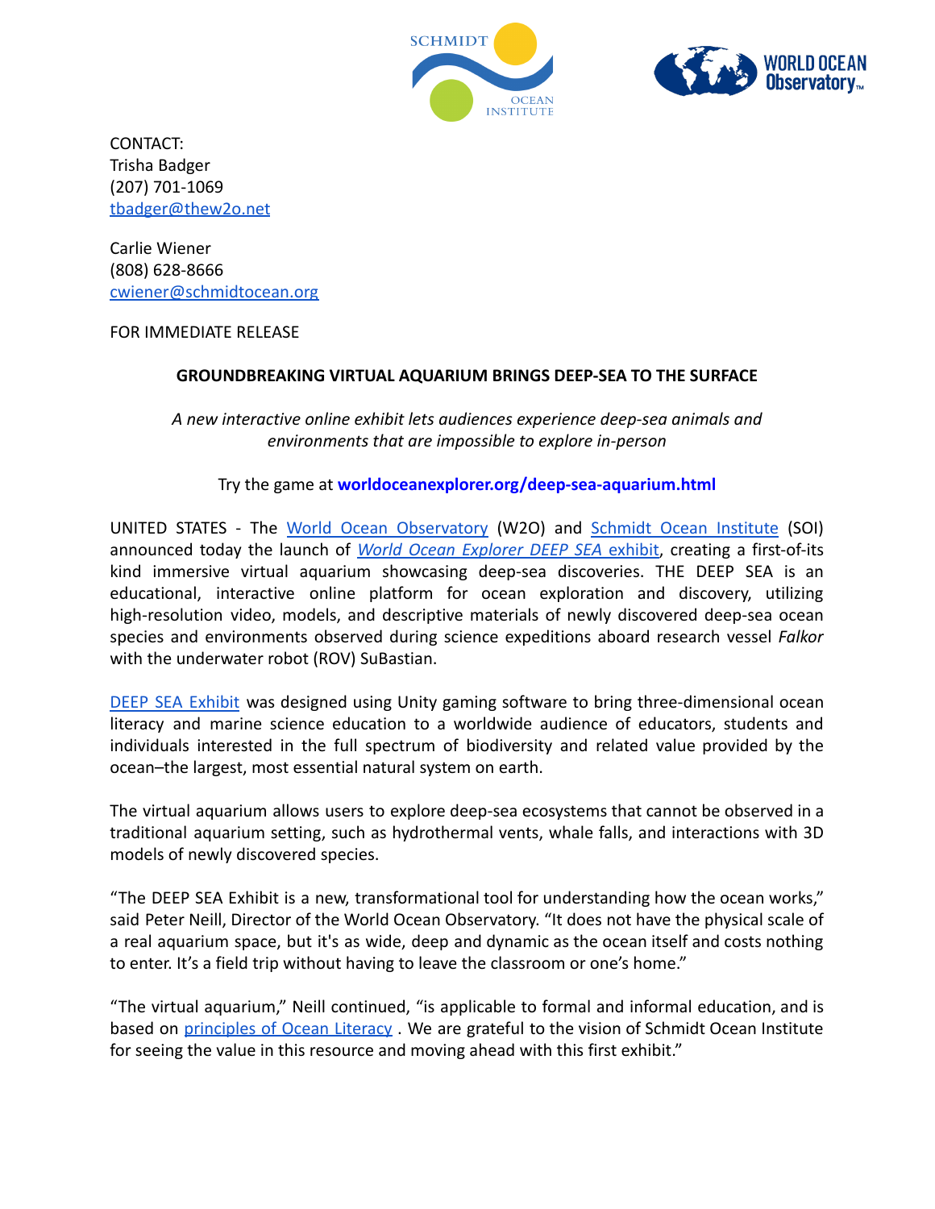CONTACT:
Trisha Badger
(207) 701-1069
tbadger@thew2o.net

Carlie Wiener
(808) 628-8666
cwiener@schmidtocean.org

FOR IMMEDIATE RELEASE

**GROUNDBREAKING VIRTUAL AQUARIUM BRINGS DEEP-SEA TO THE SURFACE**

*A new interactive online exhibit lets audiences experience deep-sea animals and environments that are impossible to explore in-person*

Try the game at **worldoceanexplorer.org/deep-sea-aquarium.html**

UNITED STATES - The World Ocean Observatory (W2O) and Schmidt Ocean Institute (SOI) announced today the launch of *World Ocean Explorer DEEP SEA* exhibit, creating a first-of-its kind immersive virtual aquarium showcasing deep-sea discoveries. THE DEEP SEA is an educational, interactive online platform for ocean exploration and discovery, utilizing high-resolution video, models, and descriptive materials of newly discovered deep-sea ocean species and environments observed during science expeditions aboard research vessel *Falkor* with the underwater robot (ROV) SuBastian.

DEEP SEA Exhibit was designed using Unity gaming software to bring three-dimensional ocean literacy and marine science education to a worldwide audience of educators, students and individuals interested in the full spectrum of biodiversity and related value provided by the ocean–the largest, most essential natural system on earth.

The virtual aquarium allows users to explore deep-sea ecosystems that cannot be observed in a traditional aquarium setting, such as hydrothermal vents, whale falls, and interactions with 3D models of newly discovered species.

"The DEEP SEA Exhibit is a new, transformational tool for understanding how the ocean works," said Peter Neill, Director of the World Ocean Observatory. "It does not have the physical scale of a real aquarium space, but it's as wide, deep and dynamic as the ocean itself and costs nothing to enter. It's a field trip without having to leave the classroom or one's home."

"The virtual aquarium," Neill continued, "is applicable to formal and informal education, and is based on principles of Ocean Literacy . We are grateful to the vision of Schmidt Ocean Institute for seeing the value in this resource and moving ahead with this first exhibit."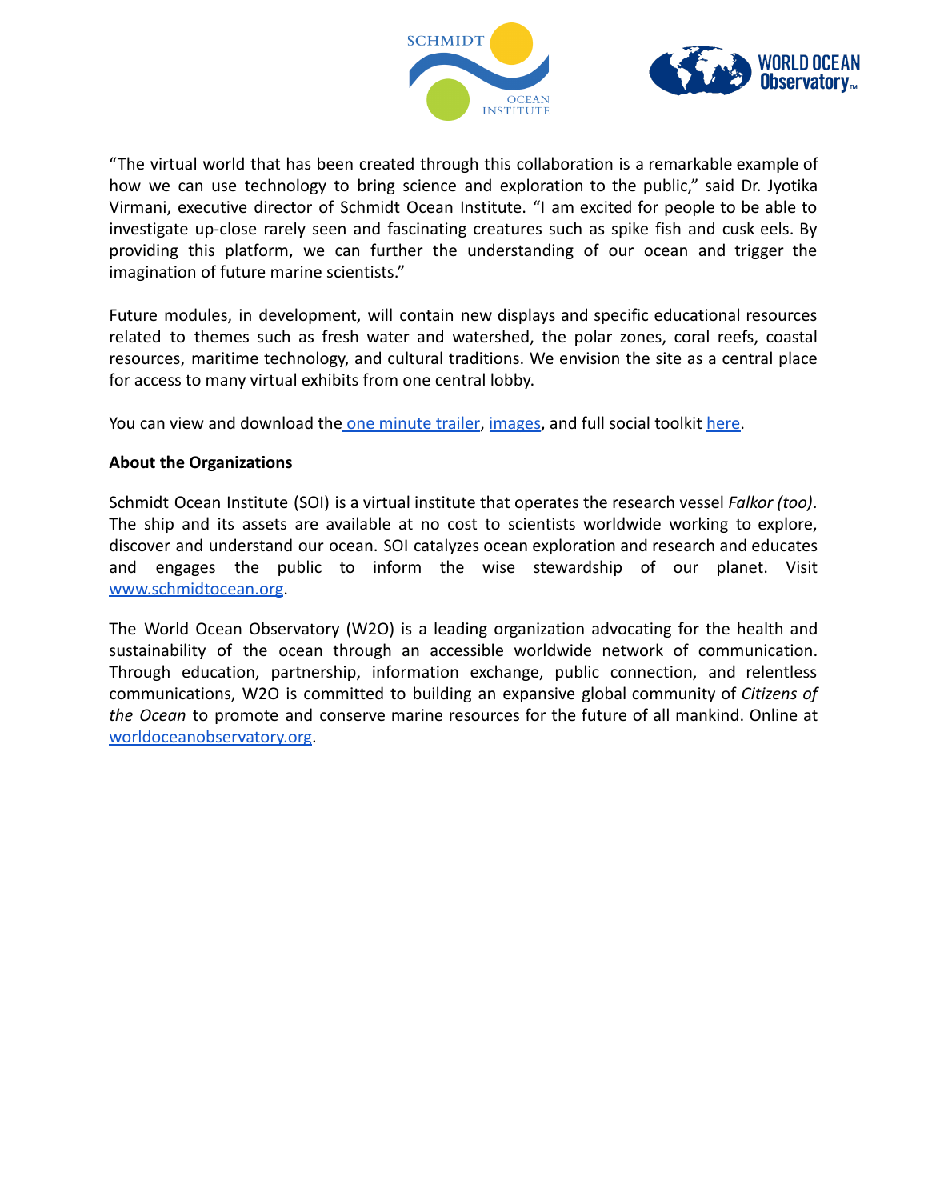"The virtual world that has been created through this collaboration is a remarkable example of how we can use technology to bring science and exploration to the public," said Dr. Jyotika Virmani, executive director of Schmidt Ocean Institute. "I am excited for people to be able to investigate up-close rarely seen and fascinating creatures such as spike fish and cusk eels. By providing this platform, we can further the understanding of our ocean and trigger the imagination of future marine scientists."

Future modules, in development, will contain new displays and specific educational resources related to themes such as fresh water and watershed, the polar zones, coral reefs, coastal resources, maritime technology, and cultural traditions. We envision the site as a central place for access to many virtual exhibits from one central lobby.

You can view and download the one minute trailer, images, and full social toolkit here.

**About the Organizations**

Schmidt Ocean Institute (SOI) is a virtual institute that operates the research vessel *Falkor (too)*. The ship and its assets are available at no cost to scientists worldwide working to explore, discover and understand our ocean. SOI catalyzes ocean exploration and research and educates and engages the public to inform the wise stewardship of our planet. Visit www.schmidtocean.org.

The World Ocean Observatory (W2O) is a leading organization advocating for the health and sustainability of the ocean through an accessible worldwide network of communication. Through education, partnership, information exchange, public connection, and relentless communications, W2O is committed to building an expansive global community of *Citizens of the Ocean* to promote and conserve marine resources for the future of all mankind. Online at worldoceanobservatory.org.